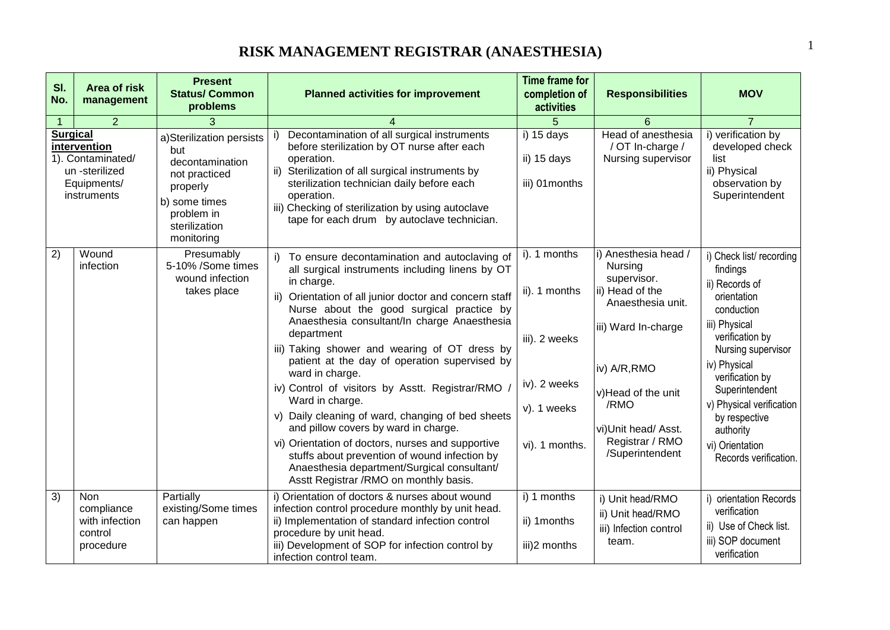# RISK MANAGEMENT REGISTRAR (ANAESTHESIA)

| Sl. No. | Area of risk management | Present Status/ Common problems | Planned activities for improvement | Time frame for completion of activities | Responsibilities | MOV |
|---|---|---|---|---|---|---|
| 1 | 2 | 3 | 4 | 5 | 6 | 7 |
| **Surgical intervention** 1). | Contaminated/ un -sterilized Equipments/ instruments | a) Sterilization persists but decontamination not practiced properly<br>b) some times problem in sterilization monitoring | i) Decontamination of all surgical instruments before sterilization by OT nurse after each operation.<br>ii) Sterilization of all surgical instruments by sterilization technician daily before each operation.<br>iii) Checking of sterilization by using autoclave tape for each drum by autoclave technician. | i) 15 days<br>ii) 15 days<br>iii) 01months | Head of anesthesia / OT In-charge / Nursing supervisor | i) verification by developed check list<br>ii) Physical observation by Superintendent |
| 2) | Wound infection | Presumably 5-10% /Some times wound infection takes place | i) To ensure decontamination and autoclaving of all surgical instruments including linens by OT in charge.<br>ii) Orientation of all junior doctor and concern staff Nurse about the good surgical practice by Anaesthesia consultant/In charge Anaesthesia department<br>iii) Taking shower and wearing of OT dress by patient at the day of operation supervised by ward in charge.<br>iv) Control of visitors by Asstt. Registrar/RMO / Ward in charge.<br>v) Daily cleaning of ward, changing of bed sheets and pillow covers by ward in charge.<br>vi) Orientation of doctors, nurses and supportive stuffs about prevention of wound infection by Anaesthesia department/Surgical consultant/ Asstt Registrar /RMO on monthly basis. | i). 1 months<br>ii). 1 months<br>iii). 2 weeks<br>iv). 2 weeks<br>v). 1 weeks<br>vi). 1 months. | i) Anesthesia head / Nursing supervisor.<br>ii) Head of the Anaesthesia unit.<br>iii) Ward In-charge<br>iv) A/R,RMO<br>v)Head of the unit /RMO<br>vi)Unit head/ Asst. Registrar / RMO /Superintendent | i) Check list/ recording findings<br>ii) Records of orientation conduction<br>iii) Physical verification by Nursing supervisor<br>iv) Physical verification by Superintendent<br>v) Physical verification by respective authority<br>vi) Orientation Records verification. |
| 3) | Non compliance with infection control procedure | Partially existing/Some times can happen | i) Orientation of doctors & nurses about wound infection control procedure monthly by unit head.<br>ii) Implementation of standard infection control procedure by unit head.<br>iii) Development of SOP for infection control by infection control team. | i) 1 months<br>ii) 1months<br>iii)2 months | i) Unit head/RMO<br>ii) Unit head/RMO<br>iii) Infection control team. | i) orientation Records verification<br>ii) Use of Check list.<br>iii) SOP document verification |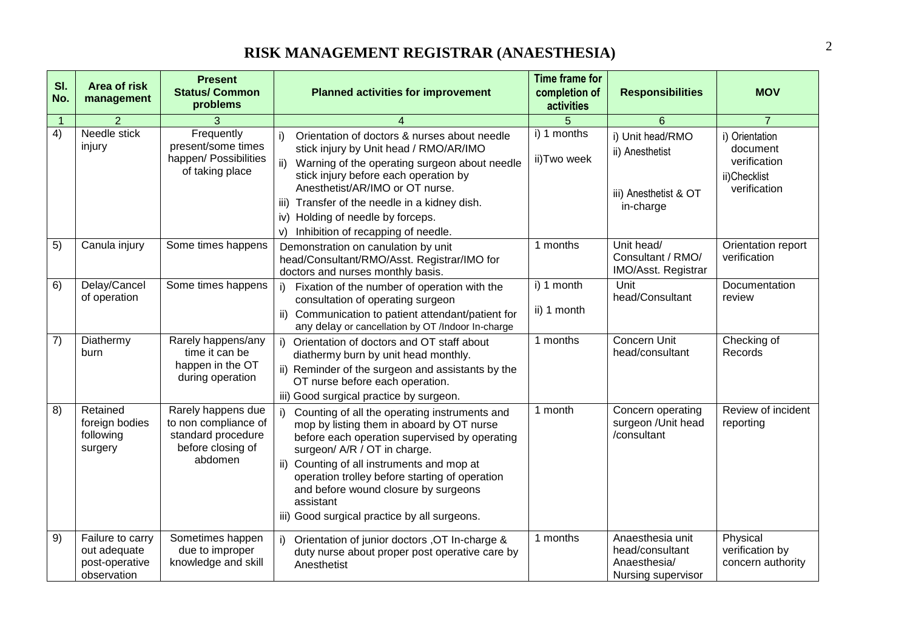# RISK MANAGEMENT REGISTRAR (ANAESTHESIA)

| Sl. No. | Area of risk management | Present Status/ Common problems | Planned activities for improvement | Time frame for completion of activities | Responsibilities | MOV |
|---|---|---|---|---|---|---|
| 1 | 2 | 3 | 4 | 5 | 6 | 7 |
| 4) | Needle stick injury | Frequently present/some times happen/ Possibilities of taking place | i) Orientation of doctors & nurses about needle stick injury by Unit head / RMO/AR/IMO<br>ii) Warning of the operating surgeon about needle stick injury before each operation by Anesthetist/AR/IMO or OT nurse.<br>iii) Transfer of the needle in a kidney dish.<br>iv) Holding of needle by forceps.<br>v) Inhibition of recapping of needle. | i) 1 months<br>ii)Two week | i) Unit head/RMO<br>ii) Anesthetist<br>iii) Anesthetist & OT in-charge | i) Orientation document verification<br>ii)Checklist verification |
| 5) | Canula injury | Some times happens | Demonstration on canulation by unit head/Consultant/RMO/Asst. Registrar/IMO for doctors and nurses monthly basis. | 1 months | Unit head/ Consultant / RMO/ IMO/Asst. Registrar | Orientation report verification |
| 6) | Delay/Cancel of operation | Some times happens | i) Fixation of the number of operation with the consultation of operating surgeon<br>ii) Communication to patient attendant/patient for any delay or cancellation by OT /Indoor In-charge | i) 1 month<br>ii) 1 month | Unit head/Consultant | Documentation review |
| 7) | Diathermy burn | Rarely happens/any time it can be happen in the OT during operation | i) Orientation of doctors and OT staff about diathermy burn by unit head monthly.<br>ii) Reminder of the surgeon and assistants by the OT nurse before each operation.<br>iii) Good surgical practice by surgeon. | 1 months | Concern Unit head/consultant | Checking of Records |
| 8) | Retained foreign bodies following surgery | Rarely happens due to non compliance of standard procedure before closing of abdomen | i) Counting of all the operating instruments and mop by listing them in aboard by OT nurse before each operation supervised by operating surgeon/ A/R / OT in charge.<br>ii) Counting of all instruments and mop at operation trolley before starting of operation and before wound closure by surgeons assistant<br>iii) Good surgical practice by all surgeons. | 1 month | Concern operating surgeon /Unit head /consultant | Review of incident reporting |
| 9) | Failure to carry out adequate post-operative observation | Sometimes happen due to improper knowledge and skill | i) Orientation of junior doctors ,OT In-charge & duty nurse about proper post operative care by Anesthetist | 1 months | Anaesthesia unit head/consultant Anaesthesia/ Nursing supervisor | Physical verification by concern authority |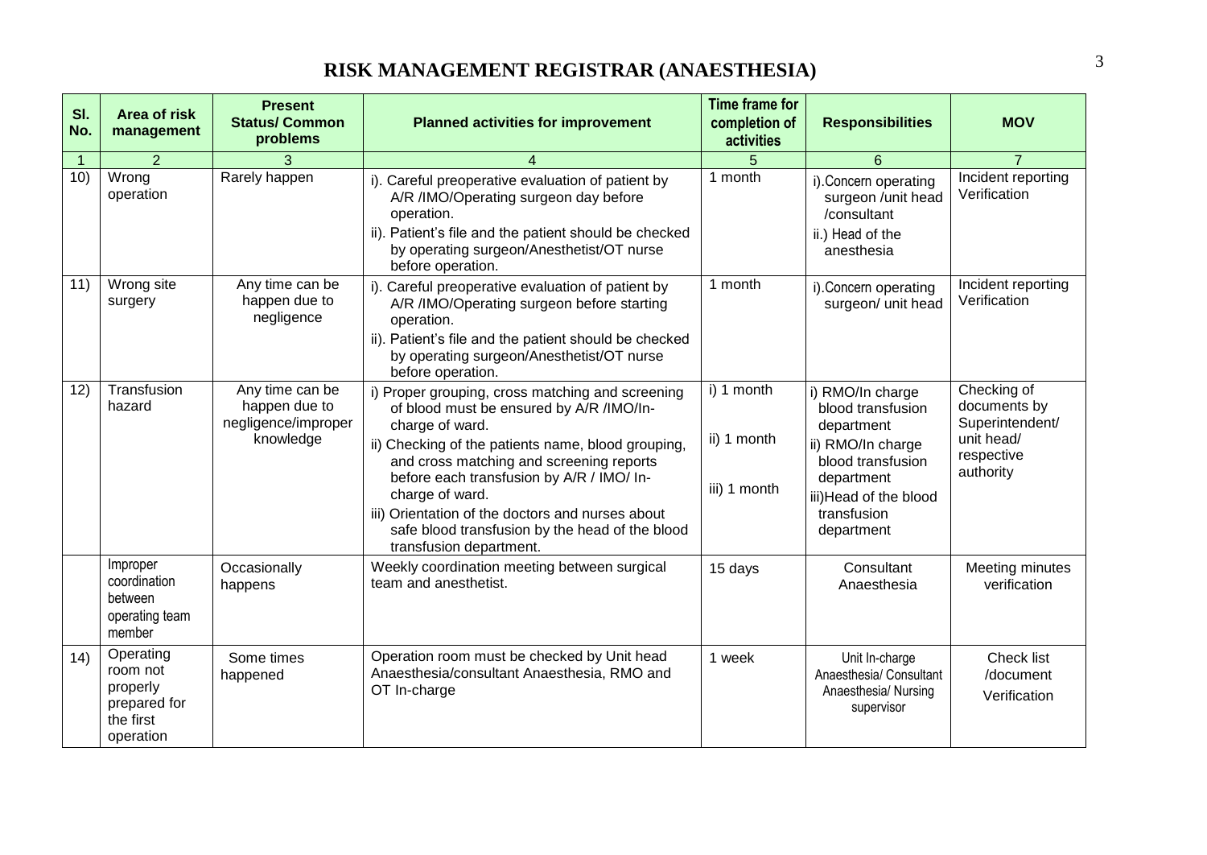# RISK MANAGEMENT REGISTRAR (ANAESTHESIA)

| Sl. No. | Area of risk management | Present Status/ Common problems | Planned activities for improvement | Time frame for completion of activities | Responsibilities | MOV |
|---|---|---|---|---|---|---|
| 1 | 2 | 3 | 4 | 5 | 6 | 7 |
| 10) | Wrong operation | Rarely happen | i). Careful preoperative evaluation of patient by A/R /IMO/Operating surgeon day before operation.<br>ii). Patient's file and the patient should be checked by operating surgeon/Anesthetist/OT nurse before operation. | 1 month | i).Concern operating surgeon /unit head /consultant<br>ii.) Head of the anesthesia | Incident reporting Verification |
| 11) | Wrong site surgery | Any time can be happen due to negligence | i). Careful preoperative evaluation of patient by A/R /IMO/Operating surgeon before starting operation.<br>ii). Patient's file and the patient should be checked by operating surgeon/Anesthetist/OT nurse before operation. | 1 month | i).Concern operating surgeon/ unit head | Incident reporting Verification |
| 12) | Transfusion hazard | Any time can be happen due to negligence/improper knowledge | i) Proper grouping, cross matching and screening of blood must be ensured by A/R /IMO/In-charge of ward.<br>ii) Checking of the patients name, blood grouping, and cross matching and screening reports before each transfusion by A/R / IMO/ In-charge of ward.<br>iii) Orientation of the doctors and nurses about safe blood transfusion by the head of the blood transfusion department. | i) 1 month<br>ii) 1 month<br>iii) 1 month | i) RMO/In charge blood transfusion department<br>ii) RMO/In charge blood transfusion department<br>iii)Head of the blood transfusion department | Checking of documents by Superintendent/ unit head/ respective authority |
| | Improper coordination between operating team member | Occasionally happens | Weekly coordination meeting between surgical team and anesthetist. | 15 days | Consultant Anaesthesia | Meeting minutes verification |
| 14) | Operating room not properly prepared for the first operation | Some times happened | Operation room must be checked by Unit head Anaesthesia/consultant Anaesthesia, RMO and OT In-charge | 1 week | Unit In-charge Anaesthesia/ Consultant Anaesthesia/ Nursing supervisor | Check list /document Verification |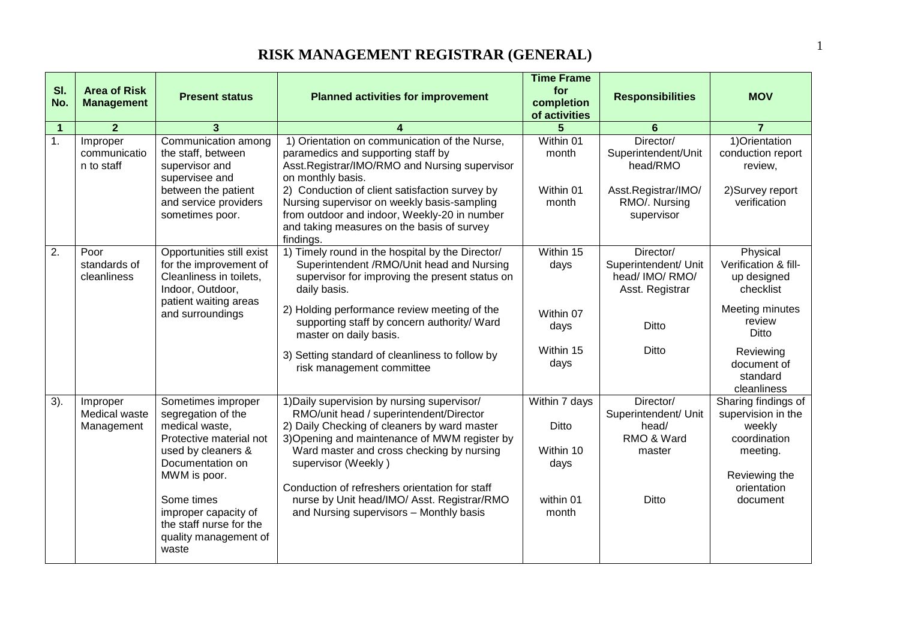# RISK MANAGEMENT REGISTRAR (GENERAL)

| Sl. No. | Area of Risk Management | Present status | Planned activities for improvement | Time Frame for completion of activities | Responsibilities | MOV |
|---|---|---|---|---|---|---|
| 1 | 2 | 3 | 4 | 5 | 6 | 7 |
| 1. | Improper communication to staff | Communication among the staff, between supervisor and supervisee and between the patient and service providers sometimes poor. | 1) Orientation on communication of the Nurse, paramedics and supporting staff by Asst.Registrar/IMO/RMO and Nursing supervisor on monthly basis.<br>2) Conduction of client satisfaction survey by Nursing supervisor on weekly basis-sampling from outdoor and indoor, Weekly-20 in number and taking measures on the basis of survey findings. | Within 01 month<br><br>Within 01 month | Director/ Superintendent/Unit head/RMO<br><br>Asst.Registrar/IMO/ RMO/. Nursing supervisor | 1)Orientation conduction report review,<br><br>2)Survey report verification |
| 2. | Poor standards of cleanliness | Opportunities still exist for the improvement of Cleanliness in toilets, Indoor, Outdoor, patient waiting areas and surroundings | 1) Timely round in the hospital by the Director/ Superintendent /RMO/Unit head and Nursing supervisor for improving the present status on daily basis.<br>2) Holding performance review meeting of the supporting staff by concern authority/ Ward master on daily basis.<br>3) Setting standard of cleanliness to follow by risk management committee | Within 15 days<br><br>Within 07 days<br><br>Within 15 days | Director/ Superintendent/ Unit head/ IMO/ RMO/ Asst. Registrar<br><br>Ditto<br><br>Ditto | Physical Verification & fill-up designed checklist<br><br>Meeting minutes review<br>Ditto<br><br>Reviewing document of standard cleanliness |
| 3). | Improper Medical waste Management | Sometimes improper segregation of the medical waste, Protective material not used by cleaners & Documentation on MWM is poor.<br><br>Some times improper capacity of the staff nurse for the quality management of waste | 1)Daily supervision by nursing supervisor/ RMO/unit head / superintendent/Director<br>2) Daily Checking of cleaners by ward master<br>3)Opening and maintenance of MWM register by Ward master and cross checking by nursing supervisor (Weekly )<br><br>Conduction of refreshers orientation for staff nurse by Unit head/IMO/ Asst. Registrar/RMO and Nursing supervisors – Monthly basis | Within 7 days<br><br>Ditto<br><br>Within 10 days<br><br>within 01 month | Director/ Superintendent/ Unit head/ RMO & Ward master<br><br>Ditto | Sharing findings of supervision in the weekly coordination meeting.<br><br>Reviewing the orientation document |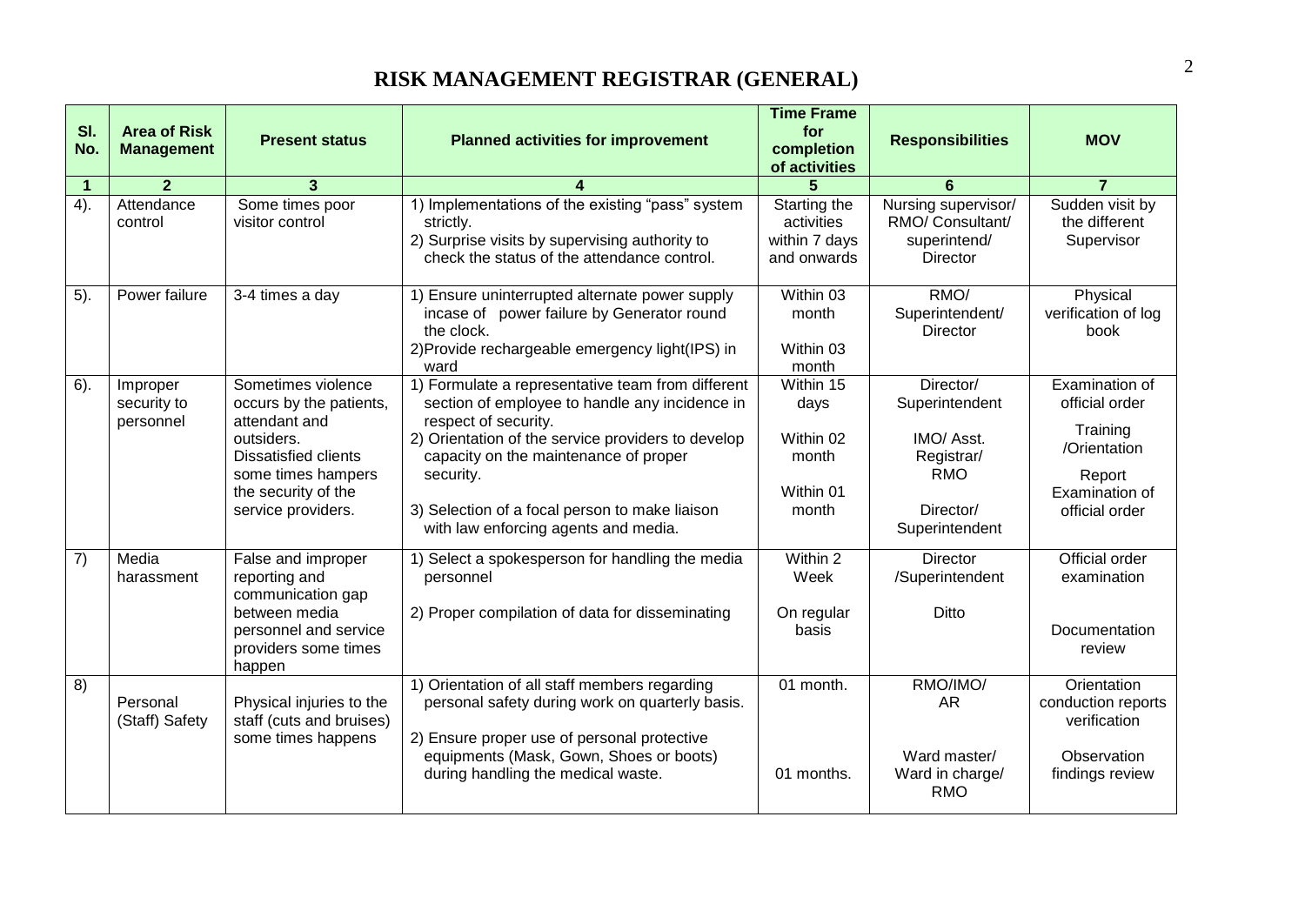# RISK MANAGEMENT REGISTRAR (GENERAL)

| Sl. No. | Area of Risk Management | Present status | Planned activities for improvement | Time Frame for completion of activities | Responsibilities | MOV |
|---|---|---|---|---|---|---|
| 1 | 2 | 3 | 4 | 5 | 6 | 7 |
| 4). | Attendance control | Some times poor visitor control | 1) Implementations of the existing "pass" system strictly. 2) Surprise visits by supervising authority to check the status of the attendance control. | Starting the activities within 7 days and onwards | Nursing supervisor/ RMO/ Consultant/ superintend/ Director | Sudden visit by the different Supervisor |
| 5). | Power failure | 3-4 times a day | 1) Ensure uninterrupted alternate power supply incase of power failure by Generator round the clock. 2)Provide rechargeable emergency light(IPS) in ward | Within 03 month<br>Within 03 month | RMO/ Superintendent/ Director | Physical verification of log book |
| 6). | Improper security to personnel | Sometimes violence occurs by the patients, attendant and outsiders. Dissatisfied clients some times hampers the security of the service providers. | 1) Formulate a representative team from different section of employee to handle any incidence in respect of security. 2) Orientation of the service providers to develop capacity on the maintenance of proper security. 3) Selection of a focal person to make liaison with law enforcing agents and media. | Within 15 days<br>Within 02 month<br>Within 01 month | Director/ Superintendent<br>IMO/ Asst. Registrar/ RMO<br>Director/ Superintendent | Examination of official order<br>Training /Orientation Report<br>Examination of official order |
| 7) | Media harassment | False and improper reporting and communication gap between media personnel and service providers some times happen | 1) Select a spokesperson for handling the media personnel<br>2) Proper compilation of data for disseminating | Within 2 Week<br>On regular basis | Director /Superintendent<br>Ditto | Official order examination<br>Documentation review |
| 8) | Personal (Staff) Safety | Physical injuries to the staff (cuts and bruises) some times happens | 1) Orientation of all staff members regarding personal safety during work on quarterly basis.<br>2) Ensure proper use of personal protective equipments (Mask, Gown, Shoes or boots) during handling the medical waste. | 01 month.<br>01 months. | RMO/IMO/ AR<br>Ward master/ Ward in charge/ RMO | Orientation conduction reports verification<br>Observation findings review |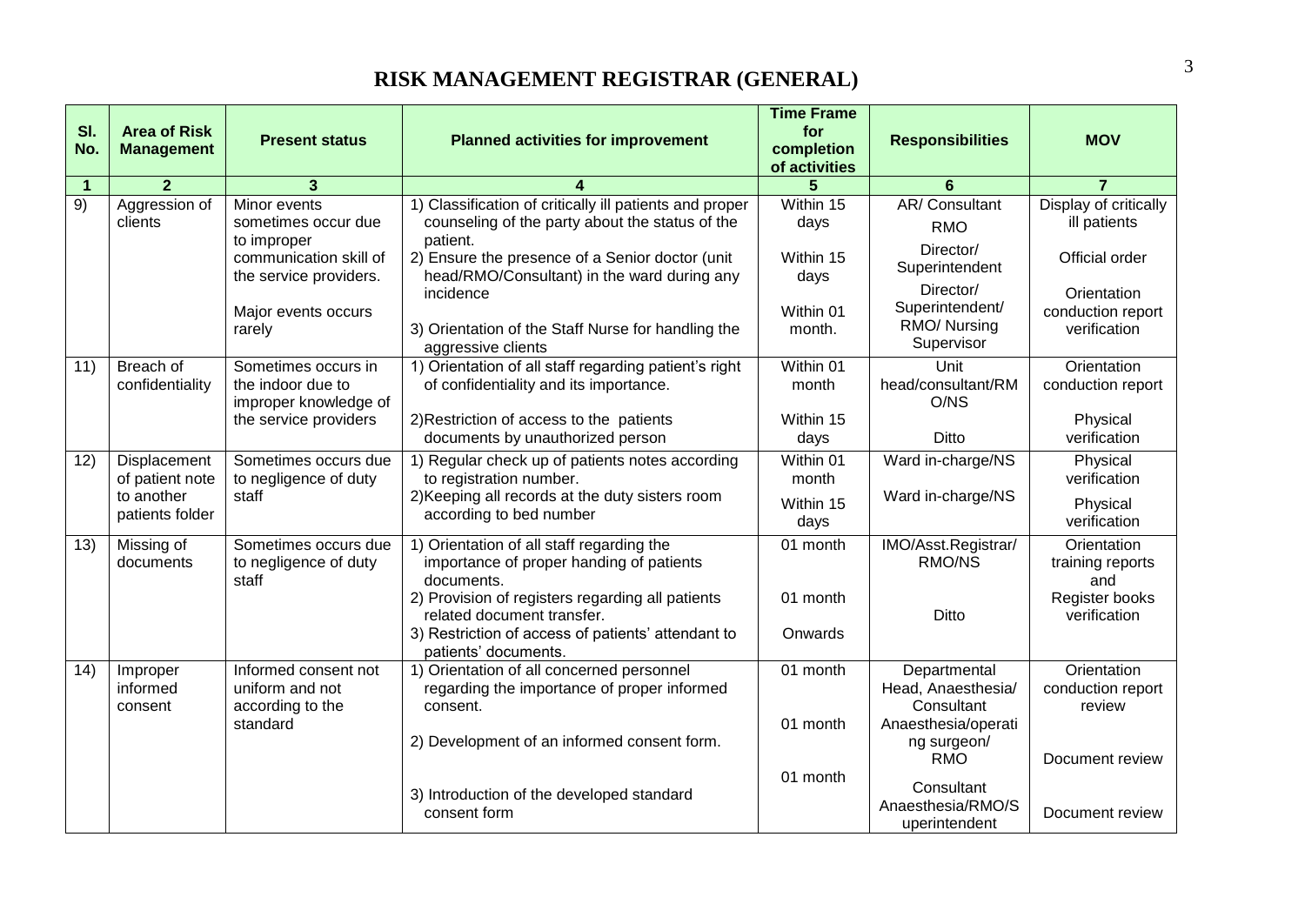# RISK MANAGEMENT REGISTRAR (GENERAL)

| Sl. No. | Area of Risk Management | Present status | Planned activities for improvement | Time Frame for completion of activities | Responsibilities | MOV |
|---|---|---|---|---|---|---|
| 1 | 2 | 3 | 4 | 5 | 6 | 7 |
| 9) | Aggression of clients | Minor events sometimes occur due to improper communication skill of the service providers.<br><br>Major events occurs rarely | 1) Classification of critically ill patients and proper counseling of the party about the status of the patient.<br>2) Ensure the presence of a Senior doctor (unit head/RMO/Consultant) in the ward during any incidence<br>3) Orientation of the Staff Nurse for handling the aggressive clients | Within 15 days<br><br>Within 15 days<br><br>Within 01 month. | AR/ Consultant RMO<br>Director/ Superintendent<br>Director/ Superintendent/ RMO/ Nursing Supervisor | Display of critically ill patients<br><br>Official order<br><br>Orientation conduction report verification |
| 11) | Breach of confidentiality | Sometimes occurs in the indoor due to improper knowledge of the service providers | 1) Orientation of all staff regarding patient's right of confidentiality and its importance.<br>2)Restriction of access to the patients documents by unauthorized person | Within 01 month<br><br>Within 15 days | Unit head/consultant/RMO/NS<br><br>Ditto | Orientation conduction report<br><br>Physical verification |
| 12) | Displacement of patient note to another patients folder | Sometimes occurs due to negligence of duty staff | 1) Regular check up of patients notes according to registration number.<br>2)Keeping all records at the duty sisters room according to bed number | Within 01 month<br>Within 15 days | Ward in-charge/NS<br><br>Ward in-charge/NS | Physical verification<br><br>Physical verification |
| 13) | Missing of documents | Sometimes occurs due to negligence of duty staff | 1) Orientation of all staff regarding the importance of proper handing of patients documents.<br>2) Provision of registers regarding all patients related document transfer.<br>3) Restriction of access of patients' attendant to patients' documents. | 01 month<br><br>01 month<br><br>Onwards | IMO/Asst.Registrar/ RMO/NS<br><br>Ditto | Orientation training reports and Register books verification |
| 14) | Improper informed consent | Informed consent not uniform and not according to the standard | 1) Orientation of all concerned personnel regarding the importance of proper informed consent.<br>2) Development of an informed consent form.<br>3) Introduction of the developed standard consent form | 01 month<br><br>01 month<br><br>01 month | Departmental Head, Anaesthesia/ Consultant<br>Anaesthesia/operating surgeon/ RMO<br>Consultant Anaesthesia/RMO/Superintendent | Orientation conduction report review<br><br>Document review<br><br>Document review |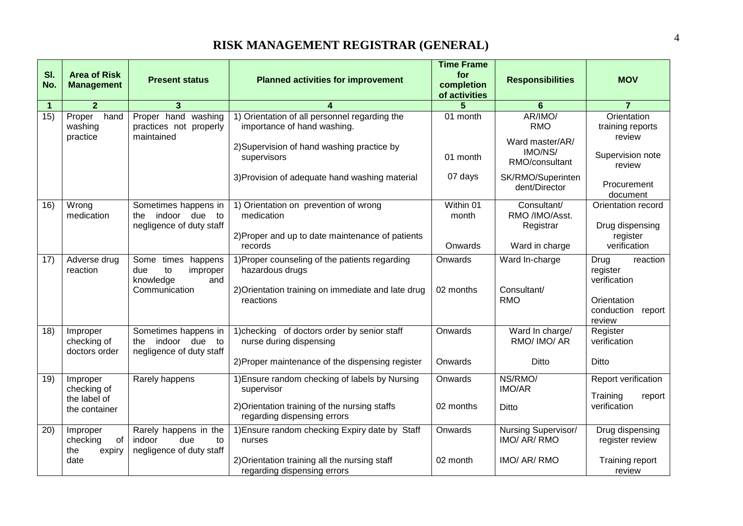# RISK MANAGEMENT REGISTRAR (GENERAL)

| Sl. No. | Area of Risk Management | Present status | Planned activities for improvement | Time Frame for completion of activities | Responsibilities | MOV |
|---|---|---|---|---|---|---|
| 1 | 2 | 3 | 4 | 5 | 6 | 7 |
| 15) | Proper hand washing practice | Proper hand washing practices not properly maintained | 1) Orientation of all personnel regarding the importance of hand washing.<br>2)Supervision of hand washing practice by supervisors<br>3)Provision of adequate hand washing material | 01 month<br>01 month<br>07 days | AR/IMO/ RMO<br>Ward master/AR/ IMO/NS/ RMO/consultant<br>SK/RMO/Superintendent/Director | Orientation training reports review<br>Supervision note review<br>Procurement document |
| 16) | Wrong medication | Sometimes happens in the indoor due to negligence of duty staff | 1) Orientation on prevention of wrong medication<br>2)Proper and up to date maintenance of patients records | Within 01 month<br>Onwards | Consultant/ RMO /IMO/Asst. Registrar<br>Ward in charge | Orientation record<br>Drug dispensing register verification |
| 17) | Adverse drug reaction | Some times happens due to improper knowledge and Communication | 1)Proper counseling of the patients regarding hazardous drugs<br>2)Orientation training on immediate and late drug reactions | Onwards<br>02 months | Ward In-charge<br>Consultant/ RMO | Drug reaction register verification<br>Orientation conduction report review |
| 18) | Improper checking of doctors order | Sometimes happens in the indoor due to negligence of duty staff | 1)checking of doctors order by senior staff nurse during dispensing<br>2)Proper maintenance of the dispensing register | Onwards<br>Onwards | Ward In charge/ RMO/ IMO/ AR<br>Ditto | Register verification<br>Ditto |
| 19) | Improper checking of the label of the container | Rarely happens | 1)Ensure random checking of labels by Nursing supervisor<br>2)Orientation training of the nursing staffs regarding dispensing errors | Onwards<br>02 months | NS/RMO/ IMO/AR<br>Ditto | Report verification<br>Training report verification |
| 20) | Improper checking of the expiry date | Rarely happens in the indoor due to negligence of duty staff | 1)Ensure random checking Expiry date by Staff nurses<br>2)Orientation training all the nursing staff regarding dispensing errors | Onwards<br>02 month | Nursing Supervisor/ IMO/ AR/ RMO<br>IMO/ AR/ RMO | Drug dispensing register review<br>Training report review |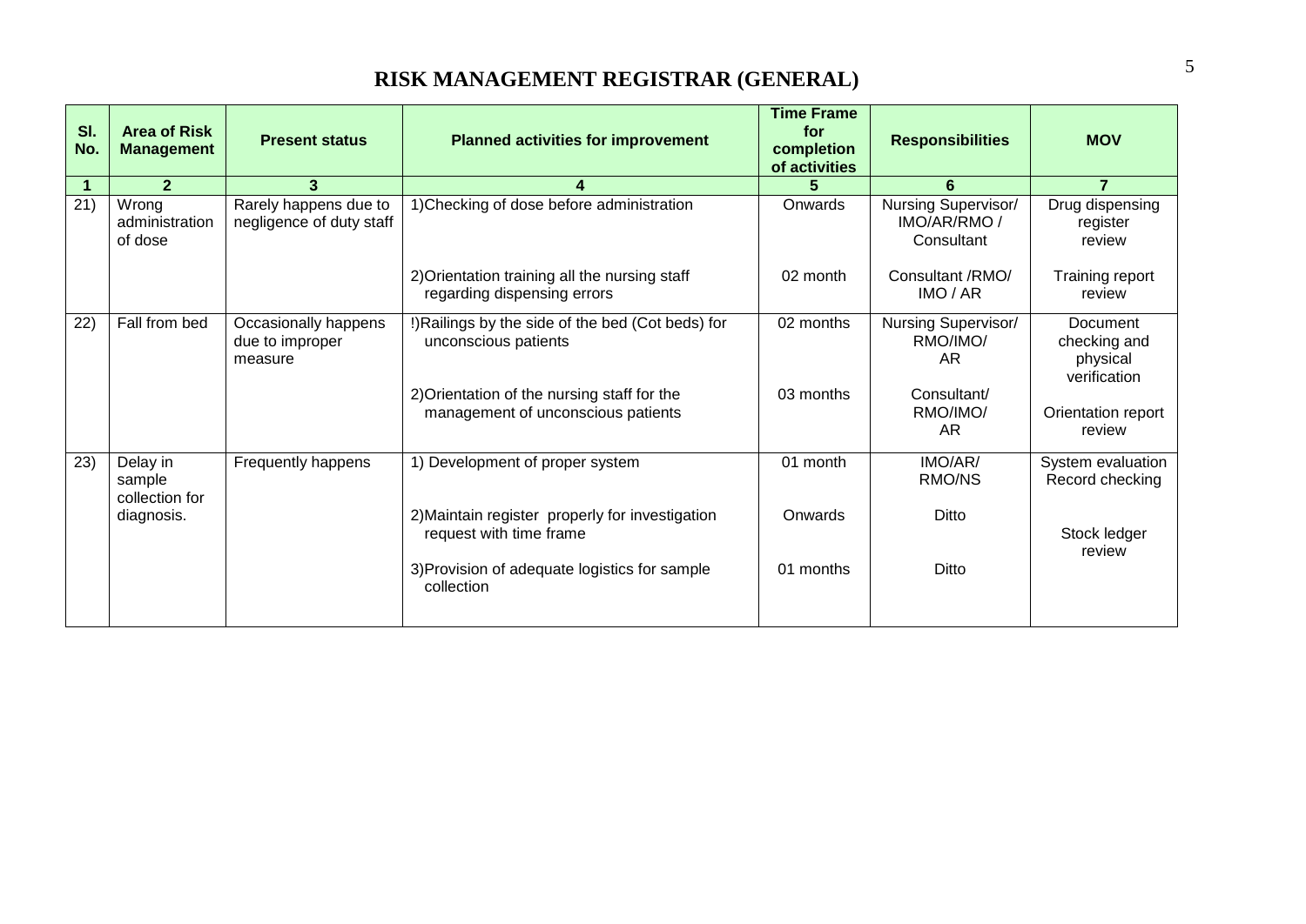# RISK MANAGEMENT REGISTRAR (GENERAL)

| Sl. No. | Area of Risk Management | Present status | Planned activities for improvement | Time Frame for completion of activities | Responsibilities | MOV |
|---|---|---|---|---|---|---|
| 1 | 2 | 3 | 4 | 5 | 6 | 7 |
| 21) | Wrong administration of dose | Rarely happens due to negligence of duty staff | 1)Checking of dose before administration | Onwards | Nursing Supervisor/ IMO/AR/RMO / Consultant | Drug dispensing register review |
| | | | 2)Orientation training all the nursing staff regarding dispensing errors | 02 month | Consultant /RMO/ IMO / AR | Training report review |
| 22) | Fall from bed | Occasionally happens due to improper measure | !)Railings by the side of the bed (Cot beds) for unconscious patients | 02 months | Nursing Supervisor/ RMO/IMO/ AR | Document checking and physical verification |
| | | | 2)Orientation of the nursing staff for the management of unconscious patients | 03 months | Consultant/ RMO/IMO/ AR | Orientation report review |
| 23) | Delay in sample collection for diagnosis. | Frequently happens | 1) Development of proper system | 01 month | IMO/AR/ RMO/NS | System evaluation Record checking |
| | | | 2)Maintain register properly for investigation request with time frame | Onwards | Ditto | Stock ledger review |
| | | | 3)Provision of adequate logistics for sample collection | 01 months | Ditto | |